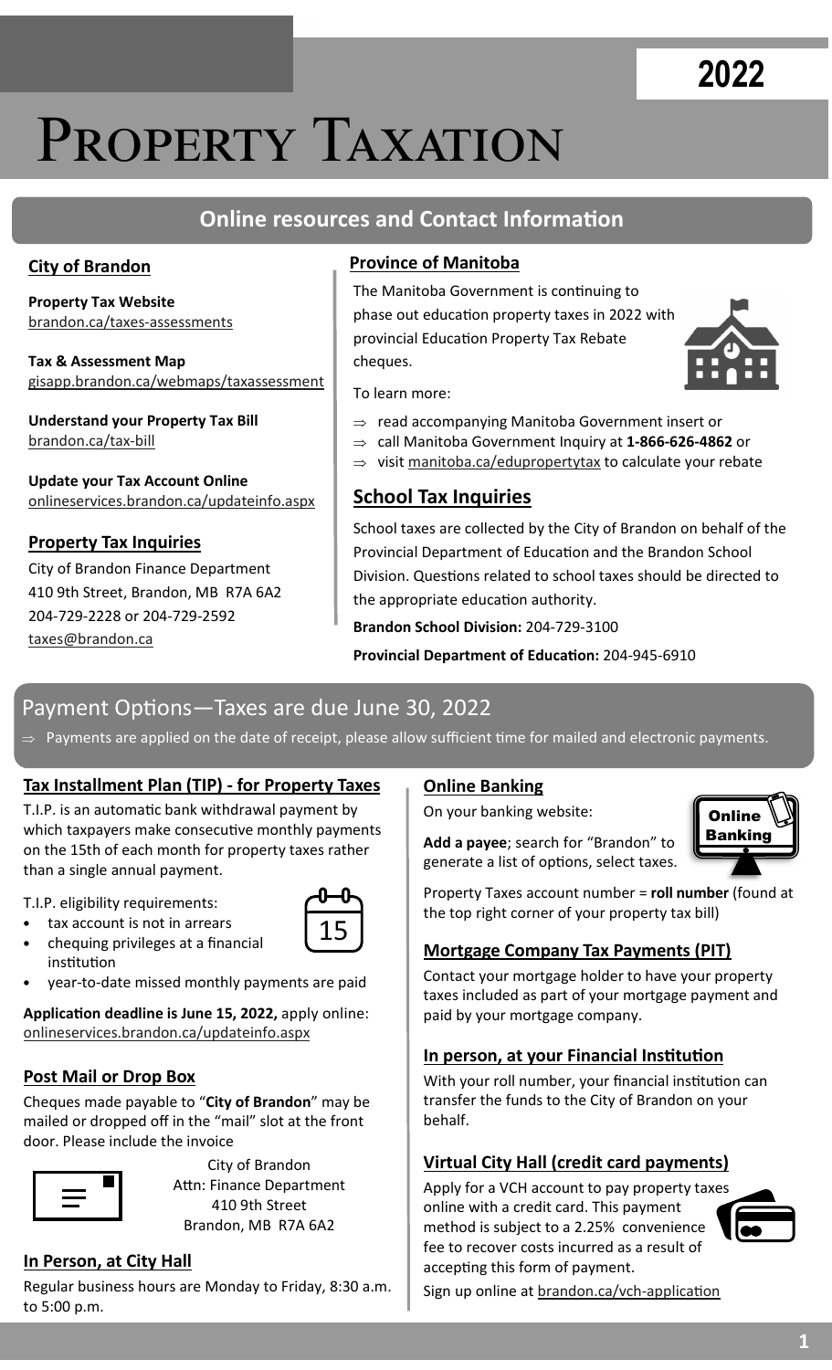# Property Taxation

**2022**

## Online resources and Contact Information

### City of Brandon

**Property Tax Website**
brandon.ca/taxes-assessments

**Tax & Assessment Map**
gisapp.brandon.ca/webmaps/taxassessment

**Understand your Property Tax Bill**
brandon.ca/tax-bill

**Update your Tax Account Online**
onlineservices.brandon.ca/updateinfo.aspx

### Property Tax Inquiries

City of Brandon Finance Department
410 9th Street, Brandon, MB R7A 6A2
204-729-2228 or 204-729-2592
taxes@brandon.ca

### Province of Manitoba

The Manitoba Government is continuing to phase out education property taxes in 2022 with provincial Education Property Tax Rebate cheques.

To learn more:

- read accompanying Manitoba Government insert or
- call Manitoba Government Inquiry at **1-866-626-4862** or
- visit manitoba.ca/edupropertytax to calculate your rebate

### School Tax Inquiries

School taxes are collected by the City of Brandon on behalf of the Provincial Department of Education and the Brandon School Division. Questions related to school taxes should be directed to the appropriate education authority.

**Brandon School Division:** 204-729-3100

**Provincial Department of Education:** 204-945-6910

## Payment Options—Taxes are due June 30, 2022

- Payments are applied on the date of receipt, please allow sufficient time for mailed and electronic payments.

### Tax Installment Plan (TIP) - for Property Taxes

T.I.P. is an automatic bank withdrawal payment by which taxpayers make consecutive monthly payments on the 15th of each month for property taxes rather than a single annual payment.

T.I.P. eligibility requirements:

- tax account is not in arrears
- chequing privileges at a financial institution
- year-to-date missed monthly payments are paid

**Application deadline is June 15, 2022,** apply online:
onlineservices.brandon.ca/updateinfo.aspx

### Post Mail or Drop Box

Cheques made payable to "**City of Brandon**" may be mailed or dropped off in the "mail" slot at the front door. Please include the invoice

City of Brandon
Attn: Finance Department
410 9th Street
Brandon, MB R7A 6A2

### In Person, at City Hall

Regular business hours are Monday to Friday, 8:30 a.m. to 5:00 p.m.

### Online Banking

On your banking website:

**Add a payee**; search for "Brandon" to generate a list of options, select taxes.

Property Taxes account number = **roll number** (found at the top right corner of your property tax bill)

### Mortgage Company Tax Payments (PIT)

Contact your mortgage holder to have your property taxes included as part of your mortgage payment and paid by your mortgage company.

### In person, at your Financial Institution

With your roll number, your financial institution can transfer the funds to the City of Brandon on your behalf.

### Virtual City Hall (credit card payments)

Apply for a VCH account to pay property taxes online with a credit card. This payment method is subject to a 2.25% convenience fee to recover costs incurred as a result of accepting this form of payment.

Sign up online at brandon.ca/vch-application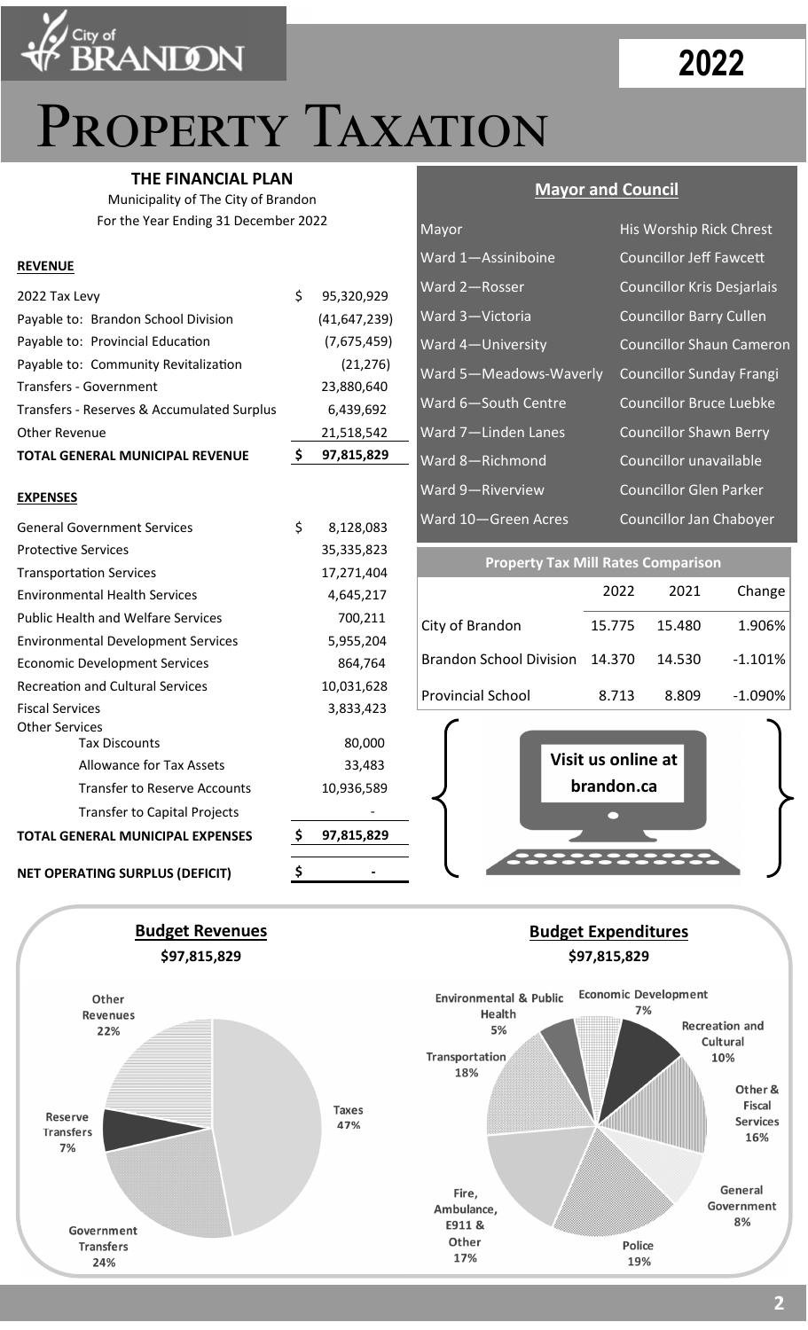# PROPERTY TAXATION

**2022**

**THE FINANCIAL PLAN**

Municipality of The City of Brandon

For the Year Ending 31 December 2022

| | | |
|---|---|---|
| **REVENUE** | | |
| 2022 Tax Levy | $ | 95,320,929 |
| Payable to: Brandon School Division | | (41,647,239) |
| Payable to: Provincial Education | | (7,675,459) |
| Payable to: Community Revitalization | | (21,276) |
| Transfers - Government | | 23,880,640 |
| Transfers - Reserves & Accumulated Surplus | | 6,439,692 |
| Other Revenue | | 21,518,542 |
| **TOTAL GENERAL MUNICIPAL REVENUE** | **$** | **97,815,829** |
| **EXPENSES** | | |
| General Government Services | $ | 8,128,083 |
| Protective Services | | 35,335,823 |
| Transportation Services | | 17,271,404 |
| Environmental Health Services | | 4,645,217 |
| Public Health and Welfare Services | | 700,211 |
| Environmental Development Services | | 5,955,204 |
| Economic Development Services | | 864,764 |
| Recreation and Cultural Services | | 10,031,628 |
| Fiscal Services | | 3,833,423 |
| Other Services | | |
| Tax Discounts | | 80,000 |
| Allowance for Tax Assets | | 33,483 |
| Transfer to Reserve Accounts | | 10,936,589 |
| Transfer to Capital Projects | | - |
| **TOTAL GENERAL MUNICIPAL EXPENSES** | **$** | **97,815,829** |
| **NET OPERATING SURPLUS (DEFICIT)** | **$** | **-** |

## Mayor and Council

| | |
|---|---|
| Mayor | His Worship Rick Chrest |
| Ward 1—Assiniboine | Councillor Jeff Fawcett |
| Ward 2—Rosser | Councillor Kris Desjarlais |
| Ward 3—Victoria | Councillor Barry Cullen |
| Ward 4—University | Councillor Shaun Cameron |
| Ward 5—Meadows-Waverly | Councillor Sunday Frangi |
| Ward 6—South Centre | Councillor Bruce Luebke |
| Ward 7—Linden Lanes | Councillor Shawn Berry |
| Ward 8—Richmond | Councillor unavailable |
| Ward 9—Riverview | Councillor Glen Parker |
| Ward 10—Green Acres | Councillor Jan Chaboyer |

**Property Tax Mill Rates Comparison**

| | 2022 | 2021 | Change |
|---|---|---|---|
| City of Brandon | 15.775 | 15.480 | 1.906% |
| Brandon School Division | 14.370 | 14.530 | -1.101% |
| Provincial School | 8.713 | 8.809 | -1.090% |

**Visit us online at brandon.ca**

**Budget Revenues**

**$97,815,829**

Other Revenues 22%

Reserve Transfers 7%

Government Transfers 24%

Taxes 47%

**Budget Expenditures**

**$97,815,829**

Environmental & Public Health 5%

Economic Development 7%

Recreation and Cultural 10%

Other & Fiscal Services 16%

General Government 8%

Police 19%

Fire, Ambulance, E911 & Other 17%

Transportation 18%